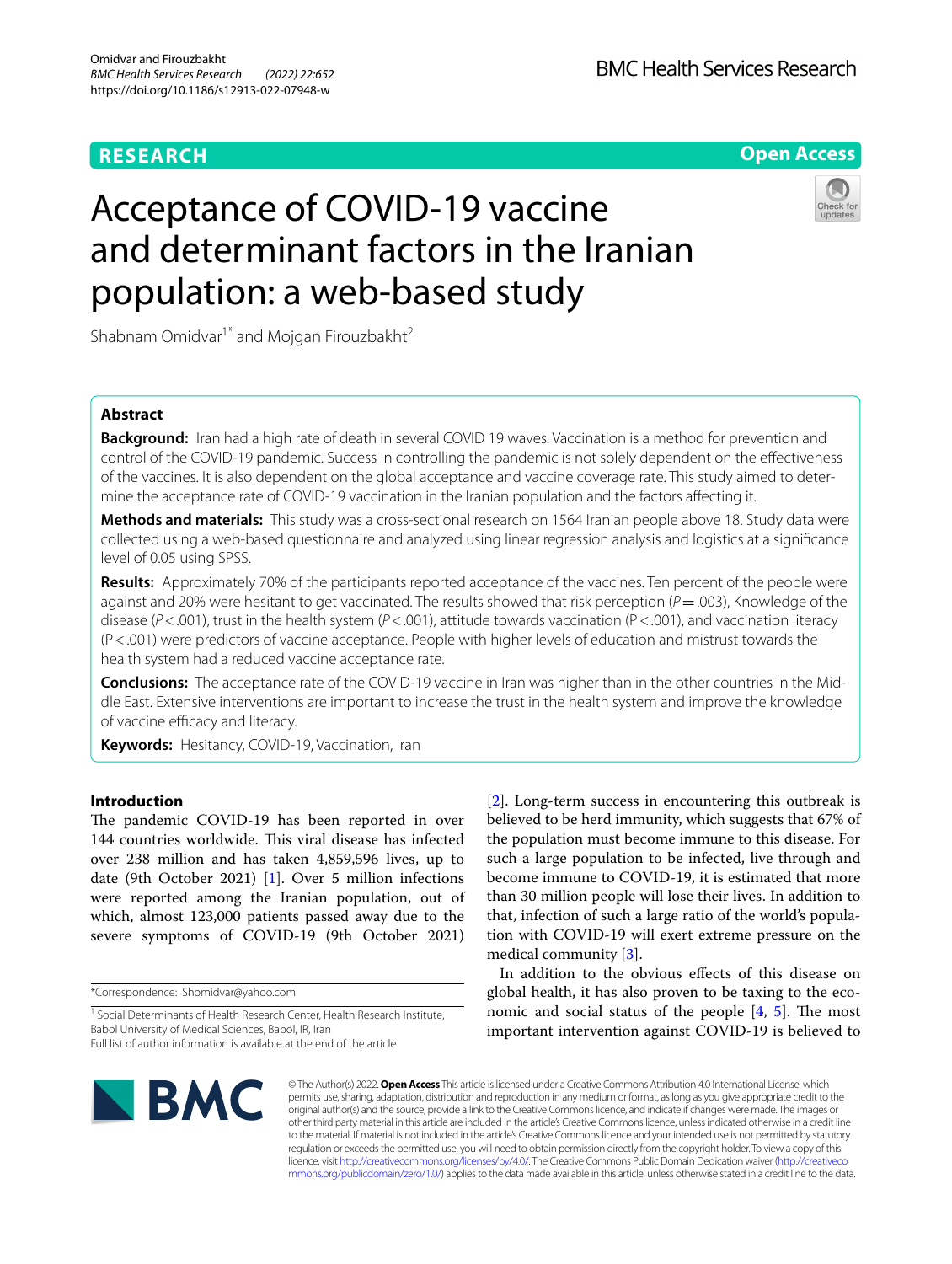RESEARCH

Open Access

# Acceptance of COVID-19 vaccine and determinant factors in the Iranian population: a web-based study

Shabnam Omidvar[1*] and Mojgan Firouzbakht[2]

## Abstract

**Background:** Iran had a high rate of death in several COVID 19 waves. Vaccination is a method for prevention and control of the COVID-19 pandemic. Success in controlling the pandemic is not solely dependent on the effectiveness of the vaccines. It is also dependent on the global acceptance and vaccine coverage rate. This study aimed to determine the acceptance rate of COVID-19 vaccination in the Iranian population and the factors affecting it.

**Methods and materials:** This study was a cross-sectional research on 1564 Iranian people above 18. Study data were collected using a web-based questionnaire and analyzed using linear regression analysis and logistics at a significance level of 0.05 using SPSS.

**Results:** Approximately 70% of the participants reported acceptance of the vaccines. Ten percent of the people were against and 20% were hesitant to get vaccinated. The results showed that risk perception ($P = .003$), Knowledge of the disease ($P < .001$), trust in the health system ($P < .001$), attitude towards vaccination ($P < .001$), and vaccination literacy ($P < .001$) were predictors of vaccine acceptance. People with higher levels of education and mistrust towards the health system had a reduced vaccine acceptance rate.

**Conclusions:** The acceptance rate of the COVID-19 vaccine in Iran was higher than in the other countries in the Middle East. Extensive interventions are important to increase the trust in the health system and improve the knowledge of vaccine efficacy and literacy.

**Keywords:** Hesitancy, COVID-19, Vaccination, Iran

## Introduction

The pandemic COVID-19 has been reported in over 144 countries worldwide. This viral disease has infected over 238 million and has taken 4,859,596 lives, up to date (9th October 2021) [1]. Over 5 million infections were reported among the Iranian population, out of which, almost 123,000 patients passed away due to the severe symptoms of COVID-19 (9th October 2021) [2]. Long-term success in encountering this outbreak is believed to be herd immunity, which suggests that 67% of the population must become immune to this disease. For such a large population to be infected, live through and become immune to COVID-19, it is estimated that more than 30 million people will lose their lives. In addition to that, infection of such a large ratio of the world's population with COVID-19 will exert extreme pressure on the medical community [3].

In addition to the obvious effects of this disease on global health, it has also proven to be taxing to the economic and social status of the people [4, 5]. The most important intervention against COVID-19 is believed to

*Correspondence: Shomidvar@yahoo.com

[1] Social Determinants of Health Research Center, Health Research Institute, Babol University of Medical Sciences, Babol, IR, Iran

Full list of author information is available at the end of the article

© The Author(s) 2022. **Open Access** This article is licensed under a Creative Commons Attribution 4.0 International License, which permits use, sharing, adaptation, distribution and reproduction in any medium or format, as long as you give appropriate credit to the original author(s) and the source, provide a link to the Creative Commons licence, and indicate if changes were made. The images or other third party material in this article are included in the article's Creative Commons licence, unless indicated otherwise in a credit line to the material. If material is not included in the article's Creative Commons licence and your intended use is not permitted by statutory regulation or exceeds the permitted use, you will need to obtain permission directly from the copyright holder. To view a copy of this licence, visit http://creativecommons.org/licenses/by/4.0/. The Creative Commons Public Domain Dedication waiver (http://creativecommons.org/publicdomain/zero/1.0/) applies to the data made available in this article, unless otherwise stated in a credit line to the data.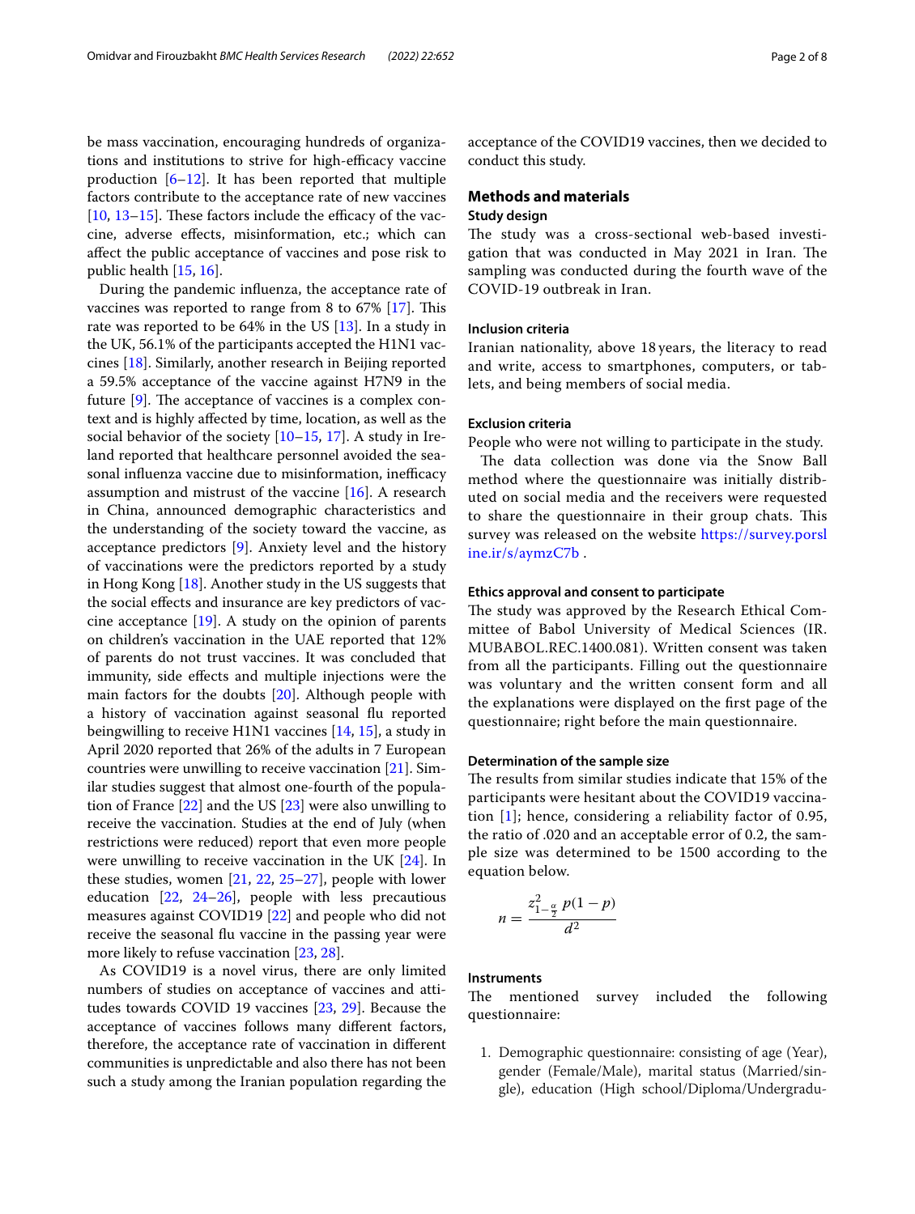be mass vaccination, encouraging hundreds of organizations and institutions to strive for high-efficacy vaccine production [6–12]. It has been reported that multiple factors contribute to the acceptance rate of new vaccines [10, 13–15]. These factors include the efficacy of the vaccine, adverse effects, misinformation, etc.; which can affect the public acceptance of vaccines and pose risk to public health [15, 16].

During the pandemic influenza, the acceptance rate of vaccines was reported to range from 8 to 67% [17]. This rate was reported to be 64% in the US [13]. In a study in the UK, 56.1% of the participants accepted the H1N1 vaccines [18]. Similarly, another research in Beijing reported a 59.5% acceptance of the vaccine against H7N9 in the future [9]. The acceptance of vaccines is a complex context and is highly affected by time, location, as well as the social behavior of the society [10–15, 17]. A study in Ireland reported that healthcare personnel avoided the seasonal influenza vaccine due to misinformation, inefficacy assumption and mistrust of the vaccine [16]. A research in China, announced demographic characteristics and the understanding of the society toward the vaccine, as acceptance predictors [9]. Anxiety level and the history of vaccinations were the predictors reported by a study in Hong Kong [18]. Another study in the US suggests that the social effects and insurance are key predictors of vaccine acceptance [19]. A study on the opinion of parents on children's vaccination in the UAE reported that 12% of parents do not trust vaccines. It was concluded that immunity, side effects and multiple injections were the main factors for the doubts [20]. Although people with a history of vaccination against seasonal flu reported beingwilling to receive H1N1 vaccines [14, 15], a study in April 2020 reported that 26% of the adults in 7 European countries were unwilling to receive vaccination [21]. Similar studies suggest that almost one-fourth of the population of France [22] and the US [23] were also unwilling to receive the vaccination. Studies at the end of July (when restrictions were reduced) report that even more people were unwilling to receive vaccination in the UK [24]. In these studies, women [21, 22, 25–27], people with lower education [22, 24–26], people with less precautious measures against COVID19 [22] and people who did not receive the seasonal flu vaccine in the passing year were more likely to refuse vaccination [23, 28].

As COVID19 is a novel virus, there are only limited numbers of studies on acceptance of vaccines and attitudes towards COVID 19 vaccines [23, 29]. Because the acceptance of vaccines follows many different factors, therefore, the acceptance rate of vaccination in different communities is unpredictable and also there has not been such a study among the Iranian population regarding the acceptance of the COVID19 vaccines, then we decided to conduct this study.

## Methods and materials

### Study design

The study was a cross-sectional web-based investigation that was conducted in May 2021 in Iran. The sampling was conducted during the fourth wave of the COVID-19 outbreak in Iran.

### Inclusion criteria

Iranian nationality, above 18 years, the literacy to read and write, access to smartphones, computers, or tablets, and being members of social media.

### Exclusion criteria

People who were not willing to participate in the study.

The data collection was done via the Snow Ball method where the questionnaire was initially distributed on social media and the receivers were requested to share the questionnaire in their group chats. This survey was released on the website https://survey.porsline.ir/s/aymzC7b .

### Ethics approval and consent to participate

The study was approved by the Research Ethical Committee of Babol University of Medical Sciences (IR.MUBABOL.REC.1400.081). Written consent was taken from all the participants. Filling out the questionnaire was voluntary and the written consent form and all the explanations were displayed on the first page of the questionnaire; right before the main questionnaire.

### Determination of the sample size

The results from similar studies indicate that 15% of the participants were hesitant about the COVID19 vaccination [1]; hence, considering a reliability factor of 0.95, the ratio of .020 and an acceptable error of 0.2, the sample size was determined to be 1500 according to the equation below.

$$n = \frac{z^2_{1-\frac{\alpha}{2}}\, p(1-p)}{d^2}$$

### Instruments

The mentioned survey included the following questionnaire:

1. Demographic questionnaire: consisting of age (Year), gender (Female/Male), marital status (Married/single), education (High school/Diploma/Undergradu-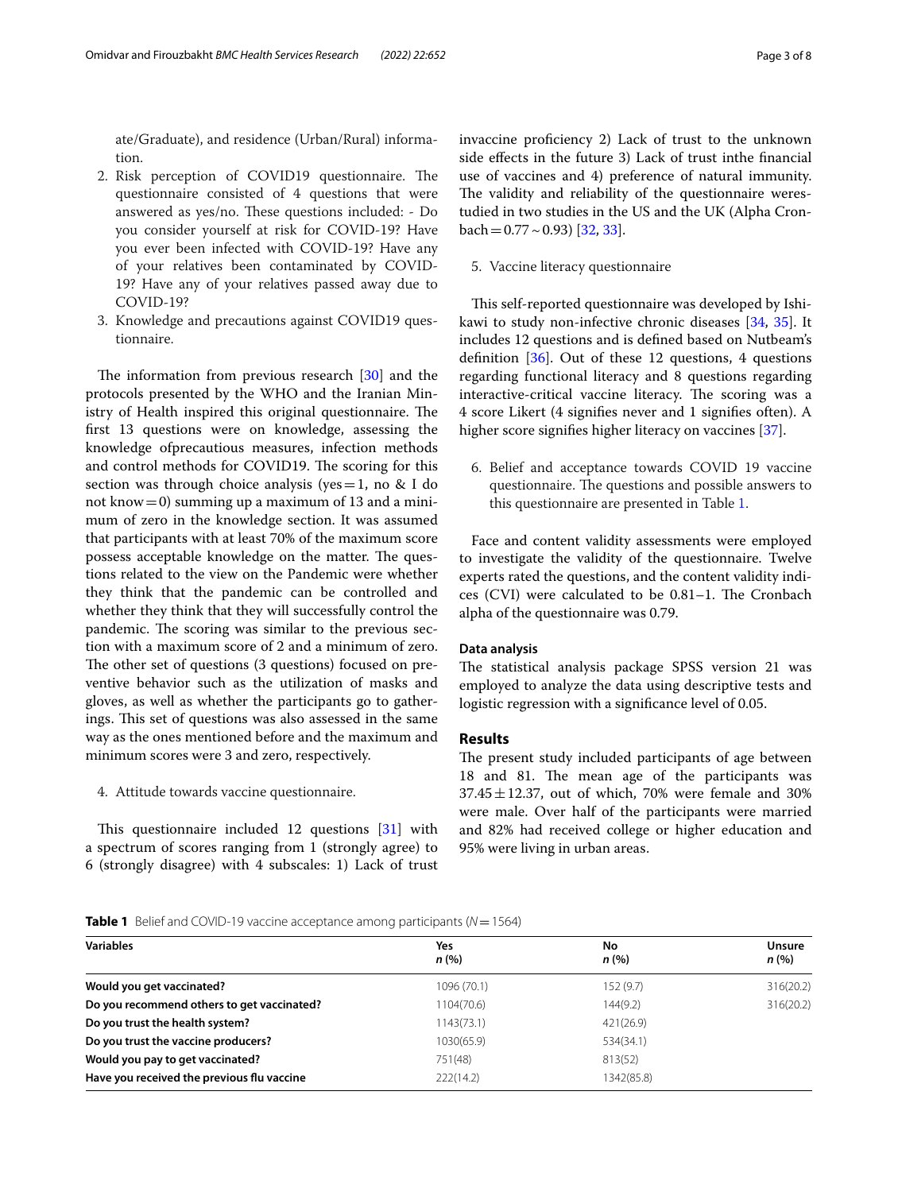ate/Graduate), and residence (Urban/Rural) information.

2. Risk perception of COVID19 questionnaire. The questionnaire consisted of 4 questions that were answered as yes/no. These questions included: - Do you consider yourself at risk for COVID-19? Have you ever been infected with COVID-19? Have any of your relatives been contaminated by COVID-19? Have any of your relatives passed away due to COVID-19?
3. Knowledge and precautions against COVID19 questionnaire.

The information from previous research [30] and the protocols presented by the WHO and the Iranian Ministry of Health inspired this original questionnaire. The first 13 questions were on knowledge, assessing the knowledge ofprecautious measures, infection methods and control methods for COVID19. The scoring for this section was through choice analysis (yes = 1, no & I do not know = 0) summing up a maximum of 13 and a minimum of zero in the knowledge section. It was assumed that participants with at least 70% of the maximum score possess acceptable knowledge on the matter. The questions related to the view on the Pandemic were whether they think that the pandemic can be controlled and whether they think that they will successfully control the pandemic. The scoring was similar to the previous section with a maximum score of 2 and a minimum of zero. The other set of questions (3 questions) focused on preventive behavior such as the utilization of masks and gloves, as well as whether the participants go to gatherings. This set of questions was also assessed in the same way as the ones mentioned before and the maximum and minimum scores were 3 and zero, respectively.

4. Attitude towards vaccine questionnaire.

This questionnaire included 12 questions [31] with a spectrum of scores ranging from 1 (strongly agree) to 6 (strongly disagree) with 4 subscales: 1) Lack of trust invaccine proficiency 2) Lack of trust to the unknown side effects in the future 3) Lack of trust inthe financial use of vaccines and 4) preference of natural immunity. The validity and reliability of the questionnaire werestudied in two studies in the US and the UK (Alpha Cronbach = 0.77 ~ 0.93) [32, 33].

5. Vaccine literacy questionnaire

This self-reported questionnaire was developed by Ishikawi to study non-infective chronic diseases [34, 35]. It includes 12 questions and is defined based on Nutbeam's definition [36]. Out of these 12 questions, 4 questions regarding functional literacy and 8 questions regarding interactive-critical vaccine literacy. The scoring was a 4 score Likert (4 signifies never and 1 signifies often). A higher score signifies higher literacy on vaccines [37].

6. Belief and acceptance towards COVID 19 vaccine questionnaire. The questions and possible answers to this questionnaire are presented in Table 1.

Face and content validity assessments were employed to investigate the validity of the questionnaire. Twelve experts rated the questions, and the content validity indices (CVI) were calculated to be 0.81–1. The Cronbach alpha of the questionnaire was 0.79.

### Data analysis

The statistical analysis package SPSS version 21 was employed to analyze the data using descriptive tests and logistic regression with a significance level of 0.05.

## Results

The present study included participants of age between 18 and 81. The mean age of the participants was 37.45 ± 12.37, out of which, 70% were female and 30% were male. Over half of the participants were married and 82% had received college or higher education and 95% were living in urban areas.

**Table 1** Belief and COVID-19 vaccine acceptance among participants (*N* = 1564)

| Variables | Yes *n* (%) | No *n* (%) | Unsure *n* (%) |
|---|---|---|---|
| **Would you get vaccinated?** | 1096 (70.1) | 152 (9.7) | 316(20.2) |
| **Do you recommend others to get vaccinated?** | 1104(70.6) | 144(9.2) | 316(20.2) |
| **Do you trust the health system?** | 1143(73.1) | 421(26.9) | |
| **Do you trust the vaccine producers?** | 1030(65.9) | 534(34.1) | |
| **Would you pay to get vaccinated?** | 751(48) | 813(52) | |
| **Have you received the previous flu vaccine** | 222(14.2) | 1342(85.8) | |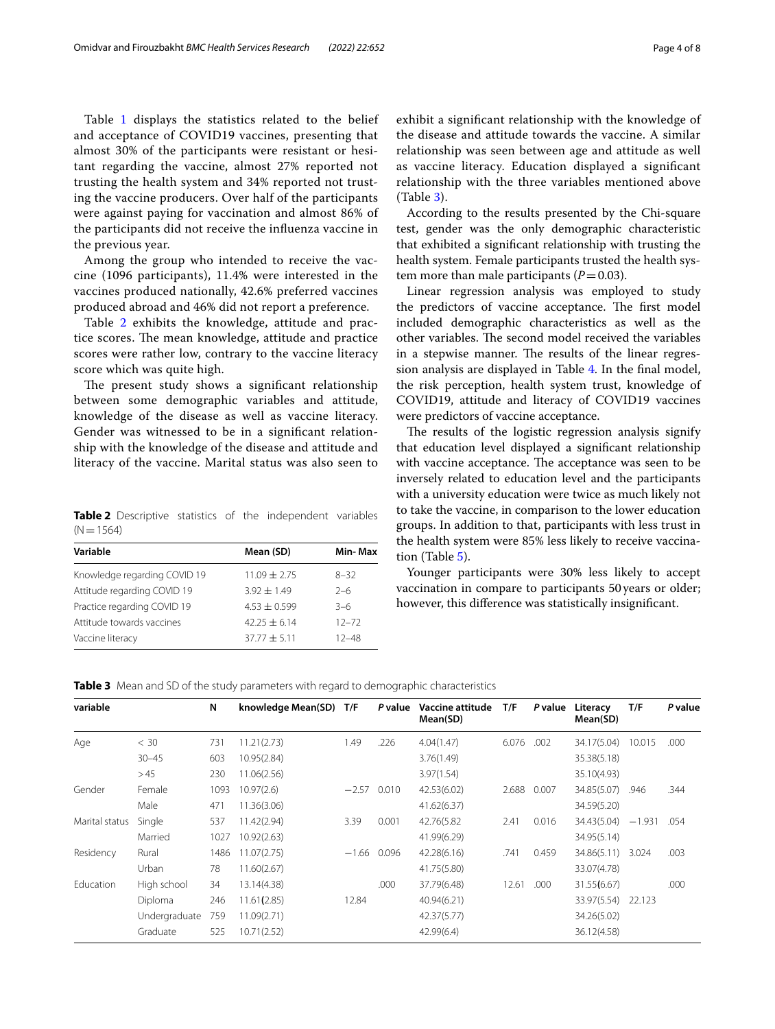Table 1 displays the statistics related to the belief and acceptance of COVID19 vaccines, presenting that almost 30% of the participants were resistant or hesitant regarding the vaccine, almost 27% reported not trusting the health system and 34% reported not trusting the vaccine producers. Over half of the participants were against paying for vaccination and almost 86% of the participants did not receive the influenza vaccine in the previous year.

Among the group who intended to receive the vaccine (1096 participants), 11.4% were interested in the vaccines produced nationally, 42.6% preferred vaccines produced abroad and 46% did not report a preference.

Table 2 exhibits the knowledge, attitude and practice scores. The mean knowledge, attitude and practice scores were rather low, contrary to the vaccine literacy score which was quite high.

The present study shows a significant relationship between some demographic variables and attitude, knowledge of the disease as well as vaccine literacy. Gender was witnessed to be in a significant relationship with the knowledge of the disease and attitude and literacy of the vaccine. Marital status was also seen to exhibit a significant relationship with the knowledge of the disease and attitude towards the vaccine. A similar relationship was seen between age and attitude as well as vaccine literacy. Education displayed a significant relationship with the three variables mentioned above (Table 3).

According to the results presented by the Chi-square test, gender was the only demographic characteristic that exhibited a significant relationship with trusting the health system. Female participants trusted the health system more than male participants ($P = 0.03$).

Linear regression analysis was employed to study the predictors of vaccine acceptance. The first model included demographic characteristics as well as the other variables. The second model received the variables in a stepwise manner. The results of the linear regression analysis are displayed in Table 4. In the final model, the risk perception, health system trust, knowledge of COVID19, attitude and literacy of COVID19 vaccines were predictors of vaccine acceptance.

The results of the logistic regression analysis signify that education level displayed a significant relationship with vaccine acceptance. The acceptance was seen to be inversely related to education level and the participants with a university education were twice as much likely not to take the vaccine, in comparison to the lower education groups. In addition to that, participants with less trust in the health system were 85% less likely to receive vaccination (Table 5).

Younger participants were 30% less likely to accept vaccination in compare to participants 50 years or older; however, this difference was statistically insignificant.

**Table 2** Descriptive statistics of the independent variables (N = 1564)

| Variable | Mean (SD) | Min- Max |
|---|---|---|
| Knowledge regarding COVID 19 | 11.09 ± 2.75 | 8–32 |
| Attitude regarding COVID 19 | 3.92 ± 1.49 | 2–6 |
| Practice regarding COVID 19 | 4.53 ± 0.599 | 3–6 |
| Attitude towards vaccines | 42.25 ± 6.14 | 12–72 |
| Vaccine literacy | 37.77 ± 5.11 | 12–48 |

**Table 3** Mean and SD of the study parameters with regard to demographic characteristics

| variable | | N | knowledge Mean(SD) | T/F | P value | Vaccine attitude Mean(SD) | T/F | P value | Literacy Mean(SD) | T/F | P value |
|---|---|---|---|---|---|---|---|---|---|---|---|
| Age | < 30 | 731 | 11.21(2.73) | 1.49 | .226 | 4.04(1.47) | 6.076 | .002 | 34.17(5.04) | 10.015 | .000 |
| | 30–45 | 603 | 10.95(2.84) | | | 3.76(1.49) | | | 35.38(5.18) | | |
| | >45 | 230 | 11.06(2.56) | | | 3.97(1.54) | | | 35.10(4.93) | | |
| Gender | Female | 1093 | 10.97(2.6) | −2.57 | 0.010 | 42.53(6.02) | 2.688 | 0.007 | 34.85(5.07) | .946 | .344 |
| | Male | 471 | 11.36(3.06) | | | 41.62(6.37) | | | 34.59(5.20) | | |
| Marital status | Single | 537 | 11.42(2.94) | 3.39 | 0.001 | 42.76(5.82 | 2.41 | 0.016 | 34.43(5.04) | −1.931 | .054 |
| | Married | 1027 | 10.92(2.63) | | | 41.99(6.29) | | | 34.95(5.14) | | |
| Residency | Rural | 1486 | 11.07(2.75) | −1.66 | 0.096 | 42.28(6.16) | .741 | 0.459 | 34.86(5.11) | 3.024 | .003 |
| | Urban | 78 | 11.60(2.67) | | | 41.75(5.80) | | | 33.07(4.78) | | |
| Education | High school | 34 | 13.14(4.38) | | .000 | 37.79(6.48) | 12.61 | .000 | 31.55(6.67) | | .000 |
| | Diploma | 246 | 11.61(2.85) | 12.84 | | 40.94(6.21) | | | 33.97(5.54) | 22.123 | |
| | Undergraduate | 759 | 11.09(2.71) | | | 42.37(5.77) | | | 34.26(5.02) | | |
| | Graduate | 525 | 10.71(2.52) | | | 42.99(6.4) | | | 36.12(4.58) | | |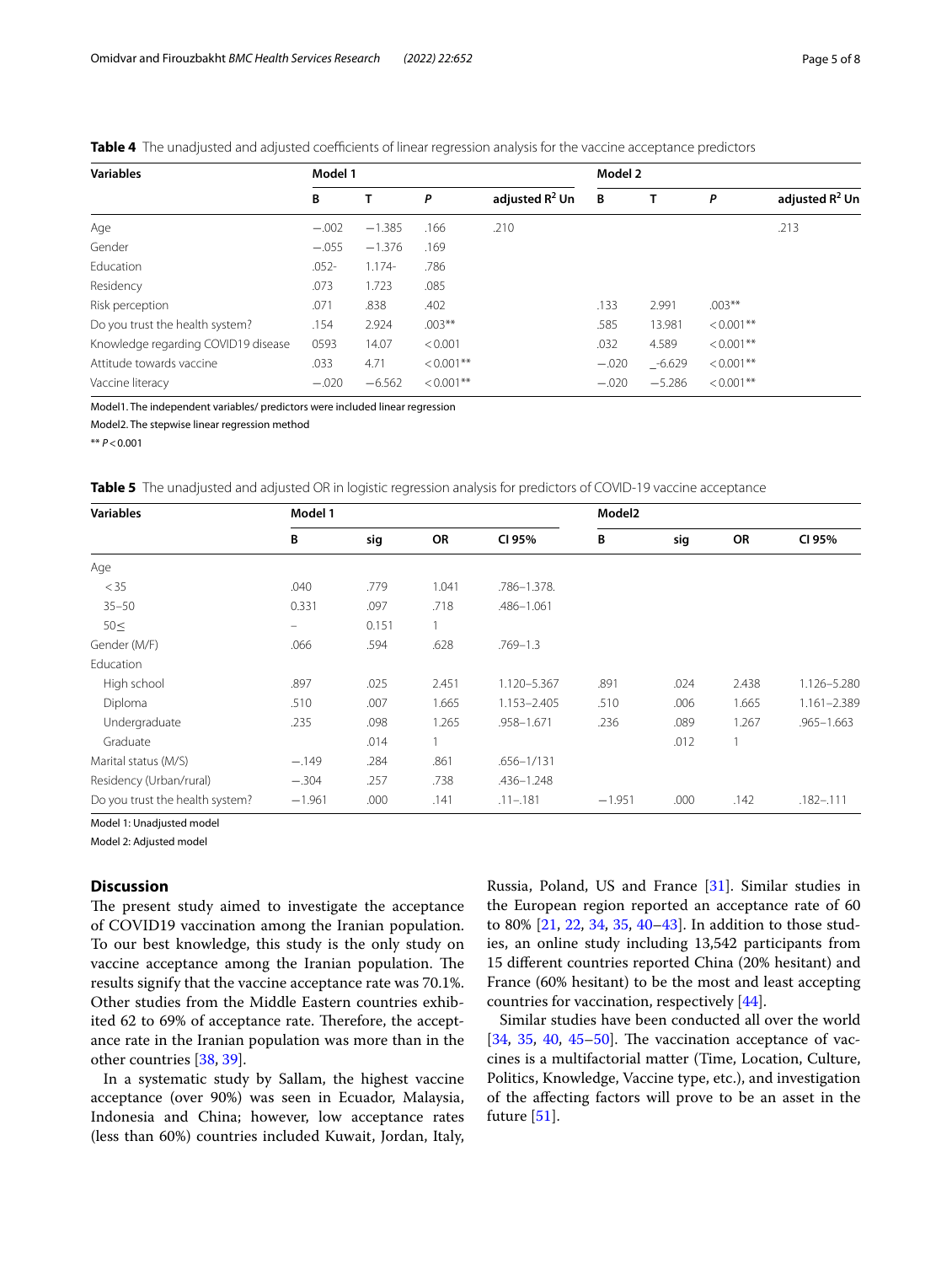**Table 4** The unadjusted and adjusted coefficients of linear regression analysis for the vaccine acceptance predictors

| Variables | Model 1 | | | | Model 2 | | | |
|---|---|---|---|---|---|---|---|---|
| | B | T | P | adjusted $R^2$ Un | B | T | P | adjusted $R^2$ Un |
| Age | −.002 | −1.385 | .166 | .210 | | | | .213 |
| Gender | −.055 | −1.376 | .169 | | | | | |
| Education | .052- | 1.174- | .786 | | | | | |
| Residency | .073 | 1.723 | .085 | | | | | |
| Risk perception | .071 | .838 | .402 | | .133 | 2.991 | .003** | |
| Do you trust the health system? | .154 | 2.924 | .003** | | .585 | 13.981 | < 0.001** | |
| Knowledge regarding COVID19 disease | 0593 | 14.07 | < 0.001 | | .032 | 4.589 | < 0.001** | |
| Attitude towards vaccine | .033 | 4.71 | < 0.001** | | −.020 | _-6.629 | < 0.001** | |
| Vaccine literacy | −.020 | −6.562 | < 0.001** | | −.020 | −5.286 | < 0.001** | |

Model1. The independent variables/ predictors were included linear regression

Model2. The stepwise linear regression method

** $P < 0.001$

**Table 5** The unadjusted and adjusted OR in logistic regression analysis for predictors of COVID-19 vaccine acceptance

| Variables | Model 1 | | | | Model2 | | | |
|---|---|---|---|---|---|---|---|---|
| | B | sig | OR | CI 95% | B | sig | OR | CI 95% |
| Age | | | | | | | | |
| < 35 | .040 | .779 | 1.041 | .786–1.378. | | | | |
| 35–50 | 0.331 | .097 | .718 | .486–1.061 | | | | |
| 50≤ | – | 0.151 | 1 | | | | | |
| Gender (M/F) | .066 | .594 | .628 | .769–1.3 | | | | |
| Education | | | | | | | | |
| High school | .897 | .025 | 2.451 | 1.120–5.367 | .891 | .024 | 2.438 | 1.126–5.280 |
| Diploma | .510 | .007 | 1.665 | 1.153–2.405 | .510 | .006 | 1.665 | 1.161–2.389 |
| Undergraduate | .235 | .098 | 1.265 | .958–1.671 | .236 | .089 | 1.267 | .965–1.663 |
| Graduate | | .014 | 1 | | | .012 | 1 | |
| Marital status (M/S) | −.149 | .284 | .861 | .656–1/131 | | | | |
| Residency (Urban/rural) | −.304 | .257 | .738 | .436–1.248 | | | | |
| Do you trust the health system? | −1.961 | .000 | .141 | .11–.181 | −1.951 | .000 | .142 | .182–.111 |

Model 1: Unadjusted model

Model 2: Adjusted model

## Discussion

The present study aimed to investigate the acceptance of COVID19 vaccination among the Iranian population. To our best knowledge, this study is the only study on vaccine acceptance among the Iranian population. The results signify that the vaccine acceptance rate was 70.1%. Other studies from the Middle Eastern countries exhibited 62 to 69% of acceptance rate. Therefore, the acceptance rate in the Iranian population was more than in the other countries [38, 39].

In a systematic study by Sallam, the highest vaccine acceptance (over 90%) was seen in Ecuador, Malaysia, Indonesia and China; however, low acceptance rates (less than 60%) countries included Kuwait, Jordan, Italy, Russia, Poland, US and France [31]. Similar studies in the European region reported an acceptance rate of 60 to 80% [21, 22, 34, 35, 40–43]. In addition to those studies, an online study including 13,542 participants from 15 different countries reported China (20% hesitant) and France (60% hesitant) to be the most and least accepting countries for vaccination, respectively [44].

Similar studies have been conducted all over the world [34, 35, 40, 45–50]. The vaccination acceptance of vaccines is a multifactorial matter (Time, Location, Culture, Politics, Knowledge, Vaccine type, etc.), and investigation of the affecting factors will prove to be an asset in the future [51].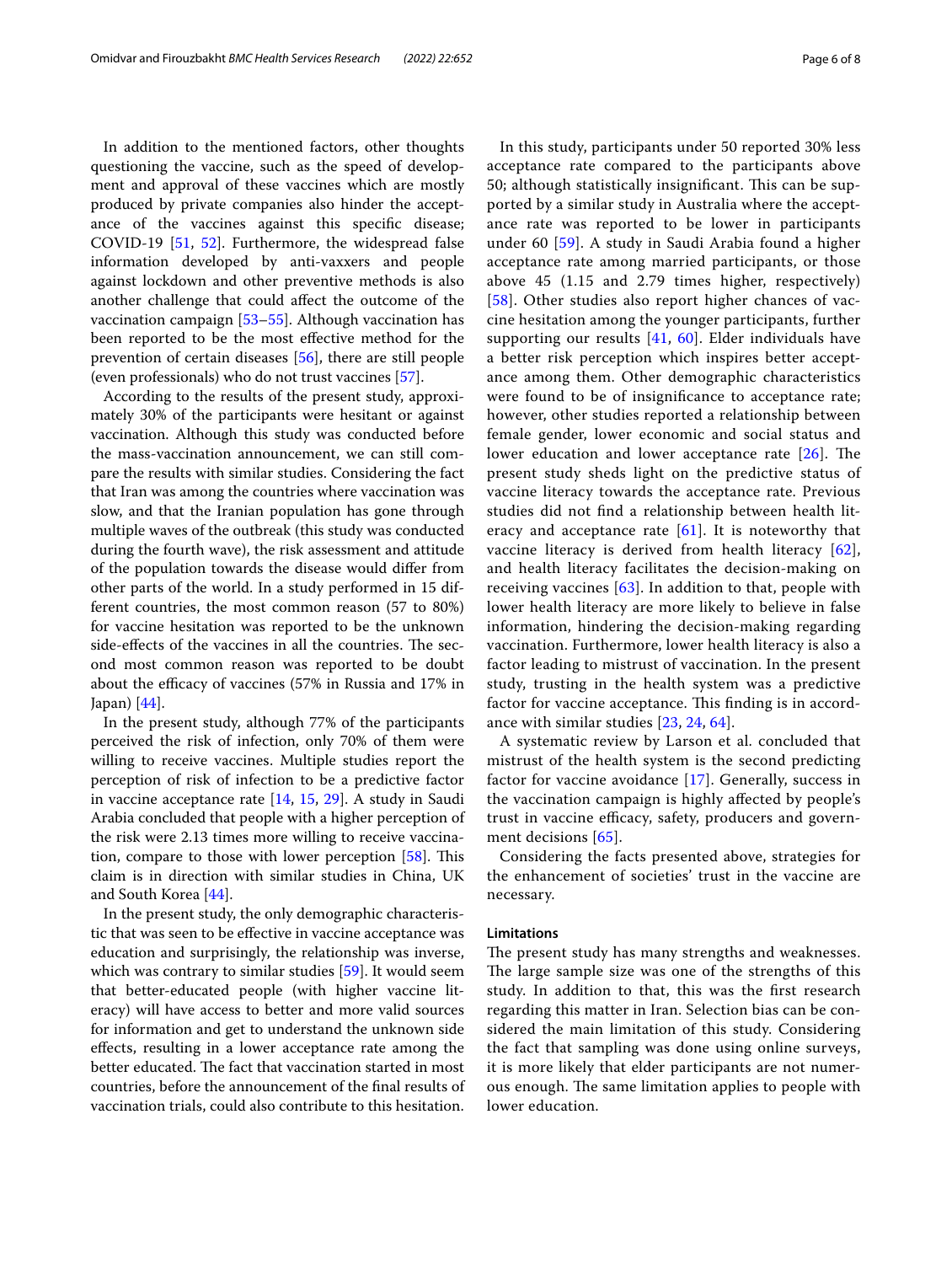In addition to the mentioned factors, other thoughts questioning the vaccine, such as the speed of development and approval of these vaccines which are mostly produced by private companies also hinder the acceptance of the vaccines against this specific disease; COVID-19 [51, 52]. Furthermore, the widespread false information developed by anti-vaxxers and people against lockdown and other preventive methods is also another challenge that could affect the outcome of the vaccination campaign [53–55]. Although vaccination has been reported to be the most effective method for the prevention of certain diseases [56], there are still people (even professionals) who do not trust vaccines [57].

According to the results of the present study, approximately 30% of the participants were hesitant or against vaccination. Although this study was conducted before the mass-vaccination announcement, we can still compare the results with similar studies. Considering the fact that Iran was among the countries where vaccination was slow, and that the Iranian population has gone through multiple waves of the outbreak (this study was conducted during the fourth wave), the risk assessment and attitude of the population towards the disease would differ from other parts of the world. In a study performed in 15 different countries, the most common reason (57 to 80%) for vaccine hesitation was reported to be the unknown side-effects of the vaccines in all the countries. The second most common reason was reported to be doubt about the efficacy of vaccines (57% in Russia and 17% in Japan) [44].

In the present study, although 77% of the participants perceived the risk of infection, only 70% of them were willing to receive vaccines. Multiple studies report the perception of risk of infection to be a predictive factor in vaccine acceptance rate [14, 15, 29]. A study in Saudi Arabia concluded that people with a higher perception of the risk were 2.13 times more willing to receive vaccination, compare to those with lower perception [58]. This claim is in direction with similar studies in China, UK and South Korea [44].

In the present study, the only demographic characteristic that was seen to be effective in vaccine acceptance was education and surprisingly, the relationship was inverse, which was contrary to similar studies [59]. It would seem that better-educated people (with higher vaccine literacy) will have access to better and more valid sources for information and get to understand the unknown side effects, resulting in a lower acceptance rate among the better educated. The fact that vaccination started in most countries, before the announcement of the final results of vaccination trials, could also contribute to this hesitation.

In this study, participants under 50 reported 30% less acceptance rate compared to the participants above 50; although statistically insignificant. This can be supported by a similar study in Australia where the acceptance rate was reported to be lower in participants under 60 [59]. A study in Saudi Arabia found a higher acceptance rate among married participants, or those above 45 (1.15 and 2.79 times higher, respectively) [58]. Other studies also report higher chances of vaccine hesitation among the younger participants, further supporting our results [41, 60]. Elder individuals have a better risk perception which inspires better acceptance among them. Other demographic characteristics were found to be of insignificance to acceptance rate; however, other studies reported a relationship between female gender, lower economic and social status and lower education and lower acceptance rate [26]. The present study sheds light on the predictive status of vaccine literacy towards the acceptance rate. Previous studies did not find a relationship between health literacy and acceptance rate [61]. It is noteworthy that vaccine literacy is derived from health literacy [62], and health literacy facilitates the decision-making on receiving vaccines [63]. In addition to that, people with lower health literacy are more likely to believe in false information, hindering the decision-making regarding vaccination. Furthermore, lower health literacy is also a factor leading to mistrust of vaccination. In the present study, trusting in the health system was a predictive factor for vaccine acceptance. This finding is in accordance with similar studies [23, 24, 64].

A systematic review by Larson et al. concluded that mistrust of the health system is the second predicting factor for vaccine avoidance [17]. Generally, success in the vaccination campaign is highly affected by people's trust in vaccine efficacy, safety, producers and government decisions [65].

Considering the facts presented above, strategies for the enhancement of societies' trust in the vaccine are necessary.

### Limitations

The present study has many strengths and weaknesses. The large sample size was one of the strengths of this study. In addition to that, this was the first research regarding this matter in Iran. Selection bias can be considered the main limitation of this study. Considering the fact that sampling was done using online surveys, it is more likely that elder participants are not numerous enough. The same limitation applies to people with lower education.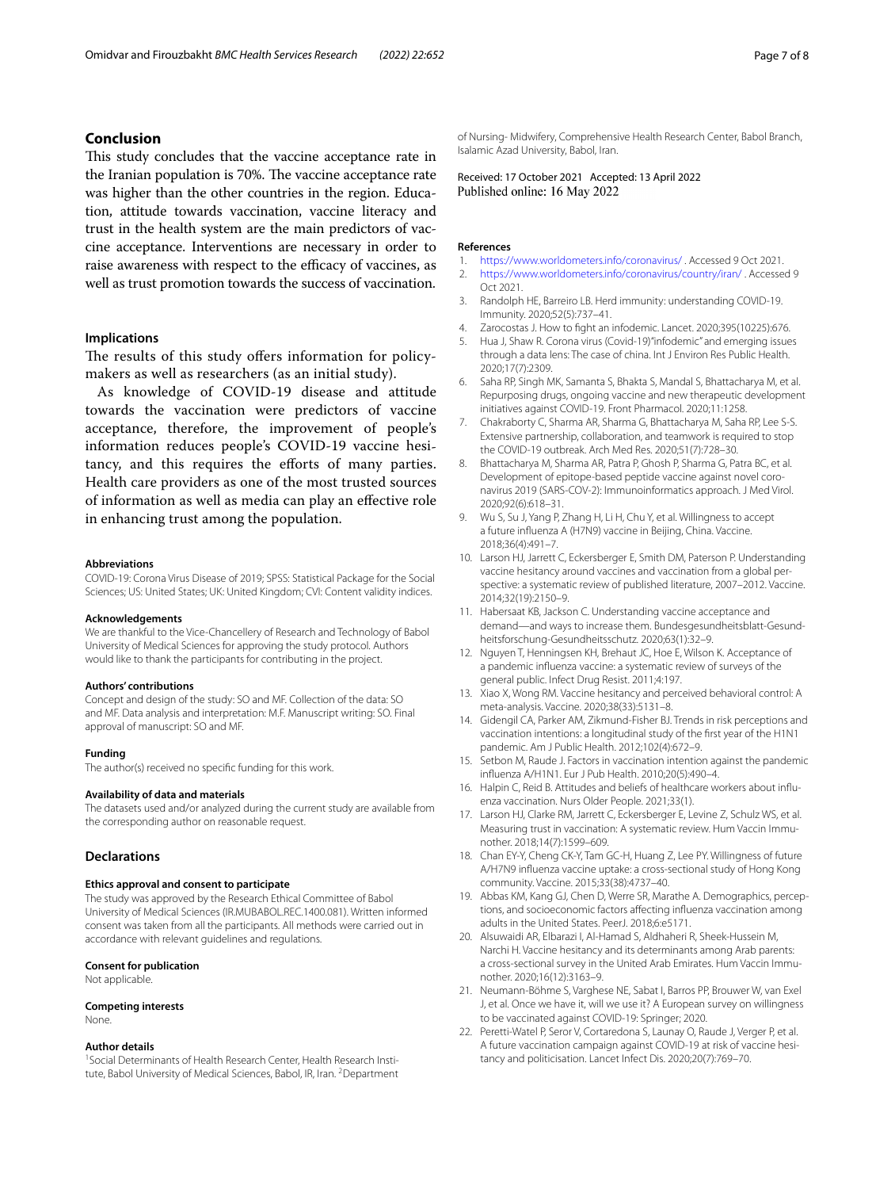## Conclusion

This study concludes that the vaccine acceptance rate in the Iranian population is 70%. The vaccine acceptance rate was higher than the other countries in the region. Education, attitude towards vaccination, vaccine literacy and trust in the health system are the main predictors of vaccine acceptance. Interventions are necessary in order to raise awareness with respect to the efficacy of vaccines, as well as trust promotion towards the success of vaccination.

### Implications

The results of this study offers information for policymakers as well as researchers (as an initial study).

As knowledge of COVID-19 disease and attitude towards the vaccination were predictors of vaccine acceptance, therefore, the improvement of people's information reduces people's COVID-19 vaccine hesitancy, and this requires the efforts of many parties. Health care providers as one of the most trusted sources of information as well as media can play an effective role in enhancing trust among the population.

#### Abbreviations

COVID-19: Corona Virus Disease of 2019; SPSS: Statistical Package for the Social Sciences; US: United States; UK: United Kingdom; CVI: Content validity indices.

#### Acknowledgements

We are thankful to the Vice-Chancellery of Research and Technology of Babol University of Medical Sciences for approving the study protocol. Authors would like to thank the participants for contributing in the project.

#### Authors' contributions

Concept and design of the study: SO and MF. Collection of the data: SO and MF. Data analysis and interpretation: M.F. Manuscript writing: SO. Final approval of manuscript: SO and MF.

#### Funding

The author(s) received no specific funding for this work.

#### Availability of data and materials

The datasets used and/or analyzed during the current study are available from the corresponding author on reasonable request.

## Declarations

#### Ethics approval and consent to participate

The study was approved by the Research Ethical Committee of Babol University of Medical Sciences (IR.MUBABOL.REC.1400.081). Written informed consent was taken from all the participants. All methods were carried out in accordance with relevant guidelines and regulations.

#### Consent for publication

Not applicable.

#### Competing interests

None.

#### Author details

[1]Social Determinants of Health Research Center, Health Research Institute, Babol University of Medical Sciences, Babol, IR, Iran. [2]Department of Nursing- Midwifery, Comprehensive Health Research Center, Babol Branch, Isalamic Azad University, Babol, Iran.

Received: 17 October 2021 Accepted: 13 April 2022
Published online: 16 May 2022

#### References

1. https://www.worldometers.info/coronavirus/ . Accessed 9 Oct 2021.
2. https://www.worldometers.info/coronavirus/country/iran/ . Accessed 9 Oct 2021.
3. Randolph HE, Barreiro LB. Herd immunity: understanding COVID-19. Immunity. 2020;52(5):737–41.
4. Zarocostas J. How to fight an infodemic. Lancet. 2020;395(10225):676.
5. Hua J, Shaw R. Corona virus (Covid-19)"infodemic" and emerging issues through a data lens: The case of china. Int J Environ Res Public Health. 2020;17(7):2309.
6. Saha RP, Singh MK, Samanta S, Bhakta S, Mandal S, Bhattacharya M, et al. Repurposing drugs, ongoing vaccine and new therapeutic development initiatives against COVID-19. Front Pharmacol. 2020;11:1258.
7. Chakraborty C, Sharma AR, Sharma G, Bhattacharya M, Saha RP, Lee S-S. Extensive partnership, collaboration, and teamwork is required to stop the COVID-19 outbreak. Arch Med Res. 2020;51(7):728–30.
8. Bhattacharya M, Sharma AR, Patra P, Ghosh P, Sharma G, Patra BC, et al. Development of epitope-based peptide vaccine against novel coronavirus 2019 (SARS-COV-2): Immunoinformatics approach. J Med Virol. 2020;92(6):618–31.
9. Wu S, Su J, Yang P, Zhang H, Li H, Chu Y, et al. Willingness to accept a future influenza A (H7N9) vaccine in Beijing, China. Vaccine. 2018;36(4):491–7.
10. Larson HJ, Jarrett C, Eckersberger E, Smith DM, Paterson P. Understanding vaccine hesitancy around vaccines and vaccination from a global perspective: a systematic review of published literature, 2007–2012. Vaccine. 2014;32(19):2150–9.
11. Habersaat KB, Jackson C. Understanding vaccine acceptance and demand—and ways to increase them. Bundesgesundheitsblatt-Gesundheitsforschung-Gesundheitsschutz. 2020;63(1):32–9.
12. Nguyen T, Henningsen KH, Brehaut JC, Hoe E, Wilson K. Acceptance of a pandemic influenza vaccine: a systematic review of surveys of the general public. Infect Drug Resist. 2011;4:197.
13. Xiao X, Wong RM. Vaccine hesitancy and perceived behavioral control: A meta-analysis. Vaccine. 2020;38(33):5131–8.
14. Gidengil CA, Parker AM, Zikmund-Fisher BJ. Trends in risk perceptions and vaccination intentions: a longitudinal study of the first year of the H1N1 pandemic. Am J Public Health. 2012;102(4):672–9.
15. Setbon M, Raude J. Factors in vaccination intention against the pandemic influenza A/H1N1. Eur J Pub Health. 2010;20(5):490–4.
16. Halpin C, Reid B. Attitudes and beliefs of healthcare workers about influenza vaccination. Nurs Older People. 2021;33(1).
17. Larson HJ, Clarke RM, Jarrett C, Eckersberger E, Levine Z, Schulz WS, et al. Measuring trust in vaccination: A systematic review. Hum Vaccin Immunother. 2018;14(7):1599–609.
18. Chan EY-Y, Cheng CK-Y, Tam GC-H, Huang Z, Lee PY. Willingness of future A/H7N9 influenza vaccine uptake: a cross-sectional study of Hong Kong community. Vaccine. 2015;33(38):4737–40.
19. Abbas KM, Kang GJ, Chen D, Werre SR, Marathe A. Demographics, perceptions, and socioeconomic factors affecting influenza vaccination among adults in the United States. PeerJ. 2018;6:e5171.
20. Alsuwaidi AR, Elbarazi I, Al-Hamad S, Aldhaheri R, Sheek-Hussein M, Narchi H. Vaccine hesitancy and its determinants among Arab parents: a cross-sectional survey in the United Arab Emirates. Hum Vaccin Immunother. 2020;16(12):3163–9.
21. Neumann-Böhme S, Varghese NE, Sabat I, Barros PP, Brouwer W, van Exel J, et al. Once we have it, will we use it? A European survey on willingness to be vaccinated against COVID-19: Springer; 2020.
22. Peretti-Watel P, Seror V, Cortaredona S, Launay O, Raude J, Verger P, et al. A future vaccination campaign against COVID-19 at risk of vaccine hesitancy and politicisation. Lancet Infect Dis. 2020;20(7):769–70.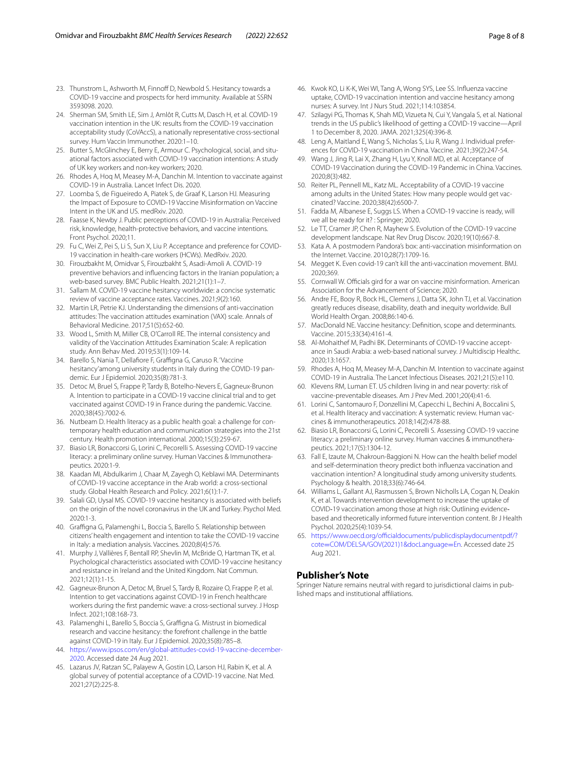23. Thunstrom L, Ashworth M, Finnoff D, Newbold S. Hesitancy towards a COVID-19 vaccine and prospects for herd immunity. Available at SSRN 3593098. 2020.
24. Sherman SM, Smith LE, Sim J, Amlôt R, Cutts M, Dasch H, et al. COVID-19 vaccination intention in the UK: results from the COVID-19 vaccination acceptability study (CoVAccS), a nationally representative cross-sectional survey. Hum Vaccin Immunother. 2020:1–10.
25. Butter S, McGlinchey E, Berry E, Armour C. Psychological, social, and situational factors associated with COVID-19 vaccination intentions: A study of UK key workers and non-key workers; 2020.
26. Rhodes A, Hoq M, Measey M-A, Danchin M. Intention to vaccinate against COVID-19 in Australia. Lancet Infect Dis. 2020.
27. Loomba S, de Figueiredo A, Piatek S, de Graaf K, Larson HJ. Measuring the Impact of Exposure to COVID-19 Vaccine Misinformation on Vaccine Intent in the UK and US. medRxiv. 2020.
28. Faasse K, Newby J. Public perceptions of COVID-19 in Australia: Perceived risk, knowledge, health-protective behaviors, and vaccine intentions. Front Psychol. 2020;11.
29. Fu C, Wei Z, Pei S, Li S, Sun X, Liu P. Acceptance and preference for COVID-19 vaccination in health-care workers (HCWs). MedRxiv. 2020.
30. Firouzbakht M, Omidvar S, Firouzbakht S, Asadi-Amoli A. COVID-19 preventive behaviors and influencing factors in the Iranian population; a web-based survey. BMC Public Health. 2021;21(1):1–7.
31. Sallam M. COVID-19 vaccine hesitancy worldwide: a concise systematic review of vaccine acceptance rates. Vaccines. 2021;9(2):160.
32. Martin LR, Petrie KJ. Understanding the dimensions of anti-vaccination attitudes: The vaccination attitudes examination (VAX) scale. Annals of Behavioral Medicine. 2017;51(5):652-60.
33. Wood L, Smith M, Miller CB, O'Carroll RE. The internal consistency and validity of the Vaccination Attitudes Examination Scale: A replication study. Ann Behav Med. 2019;53(1):109-14.
34. Barello S, Nania T, Dellafiore F, Graffigna G, Caruso R. 'Vaccine hesitancy'among university students in Italy during the COVID-19 pandemic. Eur J Epidemiol. 2020;35(8):781-3.
35. Detoc M, Bruel S, Frappe P, Tardy B, Botelho-Nevers E, Gagneux-Brunon A. Intention to participate in a COVID-19 vaccine clinical trial and to get vaccinated against COVID-19 in France during the pandemic. Vaccine. 2020;38(45):7002-6.
36. Nutbeam D. Health literacy as a public health goal: a challenge for contemporary health education and communication strategies into the 21st century. Health promotion international. 2000;15(3):259-67.
37. Biasio LR, Bonaccorsi G, Lorini C, Pecorelli S. Assessing COVID-19 vaccine literacy: a preliminary online survey. Human Vaccines & Immunotherapeutics. 2020:1-9.
38. Kaadan MI, Abdulkarim J, Chaar M, Zayegh O, Keblawi MA. Determinants of COVID-19 vaccine acceptance in the Arab world: a cross-sectional study. Global Health Research and Policy. 2021;6(1):1-7.
39. Salali GD, Uysal MS. COVID-19 vaccine hesitancy is associated with beliefs on the origin of the novel coronavirus in the UK and Turkey. Psychol Med. 2020:1-3.
40. Graffigna G, Palamenghi L, Boccia S, Barello S. Relationship between citizens' health engagement and intention to take the COVID-19 vaccine in Italy: a mediation analysis. Vaccines. 2020;8(4):576.
41. Murphy J, Vallières F, Bentall RP, Shevlin M, McBride O, Hartman TK, et al. Psychological characteristics associated with COVID-19 vaccine hesitancy and resistance in Ireland and the United Kingdom. Nat Commun. 2021;12(1):1-15.
42. Gagneux-Brunon A, Detoc M, Bruel S, Tardy B, Rozaire O, Frappe P, et al. Intention to get vaccinations against COVID-19 in French healthcare workers during the first pandemic wave: a cross-sectional survey. J Hosp Infect. 2021;108:168-73.
43. Palamenghi L, Barello S, Boccia S, Graffigna G. Mistrust in biomedical research and vaccine hesitancy: the forefront challenge in the battle against COVID-19 in Italy. Eur J Epidemiol. 2020;35(8):785–8.
44. https://www.ipsos.com/en/global-attitudes-covid-19-vaccine-december-2020. Accessed date 24 Aug 2021.
45. Lazarus JV, Ratzan SC, Palayew A, Gostin LO, Larson HJ, Rabin K, et al. A global survey of potential acceptance of a COVID-19 vaccine. Nat Med. 2021;27(2):225-8.
46. Kwok KO, Li K-K, Wei WI, Tang A, Wong SYS, Lee SS. Influenza vaccine uptake, COVID-19 vaccination intention and vaccine hesitancy among nurses: A survey. Int J Nurs Stud. 2021;114:103854.
47. Szilagyi PG, Thomas K, Shah MD, Vizueta N, Cui Y, Vangala S, et al. National trends in the US public's likelihood of getting a COVID-19 vaccine—April 1 to December 8, 2020. JAMA. 2021;325(4):396-8.
48. Leng A, Maitland E, Wang S, Nicholas S, Liu R, Wang J. Individual preferences for COVID-19 vaccination in China. Vaccine. 2021;39(2):247-54.
49. Wang J, Jing R, Lai X, Zhang H, Lyu Y, Knoll MD, et al. Acceptance of COVID-19 Vaccination during the COVID-19 Pandemic in China. Vaccines. 2020;8(3):482.
50. Reiter PL, Pennell ML, Katz ML. Acceptability of a COVID-19 vaccine among adults in the United States: How many people would get vaccinated? Vaccine. 2020;38(42):6500-7.
51. Fadda M, Albanese E, Suggs LS. When a COVID-19 vaccine is ready, will we all be ready for it? : Springer; 2020.
52. Le TT, Cramer JP, Chen R, Mayhew S. Evolution of the COVID-19 vaccine development landscape. Nat Rev Drug Discov. 2020;19(10):667-8.
53. Kata A. A postmodern Pandora's box: anti-vaccination misinformation on the Internet. Vaccine. 2010;28(7):1709-16.
54. Megget K. Even covid-19 can't kill the anti-vaccination movement. BMJ. 2020;369.
55. Cornwall W. Officials gird for a war on vaccine misinformation. American Association for the Advancement of Science; 2020.
56. Andre FE, Booy R, Bock HL, Clemens J, Datta SK, John TJ, et al. Vaccination greatly reduces disease, disability, death and inequity worldwide. Bull World Health Organ. 2008;86:140-6.
57. MacDonald NE. Vaccine hesitancy: Definition, scope and determinants. Vaccine. 2015;33(34):4161-4.
58. Al-Mohaithef M, Padhi BK. Determinants of COVID-19 vaccine acceptance in Saudi Arabia: a web-based national survey. J Multidiscip Healthc. 2020;13:1657.
59. Rhodes A, Hoq M, Measey M-A, Danchin M. Intention to vaccinate against COVID-19 in Australia. The Lancet Infectious Diseases. 2021;21(5):e110.
60. Klevens RM, Luman ET. US children living in and near poverty: risk of vaccine-preventable diseases. Am J Prev Med. 2001;20(4):41-6.
61. Lorini C, Santomauro F, Donzellini M, Capecchi L, Bechini A, Boccalini S, et al. Health literacy and vaccination: A systematic review. Human vaccines & immunotherapeutics. 2018;14(2):478-88.
62. Biasio LR, Bonaccorsi G, Lorini C, Pecorelli S. Assessing COVID-19 vaccine literacy: a preliminary online survey. Human vaccines & immunotherapeutics. 2021;17(5):1304-12.
63. Fall E, Izaute M, Chakroun-Baggioni N. How can the health belief model and self-determination theory predict both influenza vaccination and vaccination intention? A longitudinal study among university students. Psychology & health. 2018;33(6):746-64.
64. Williams L, Gallant AJ, Rasmussen S, Brown Nicholls LA, Cogan N, Deakin K, et al. Towards intervention development to increase the uptake of COVID-19 vaccination among those at high risk: Outlining evidence-based and theoretically informed future intervention content. Br J Health Psychol. 2020;25(4):1039-54.
65. https://www.oecd.org/officialdocuments/publicdisplaydocumentpdf/?cote=COM/DELSA/GOV(2021)1&docLanguage=En. Accessed date 25 Aug 2021.

## Publisher's Note

Springer Nature remains neutral with regard to jurisdictional claims in published maps and institutional affiliations.